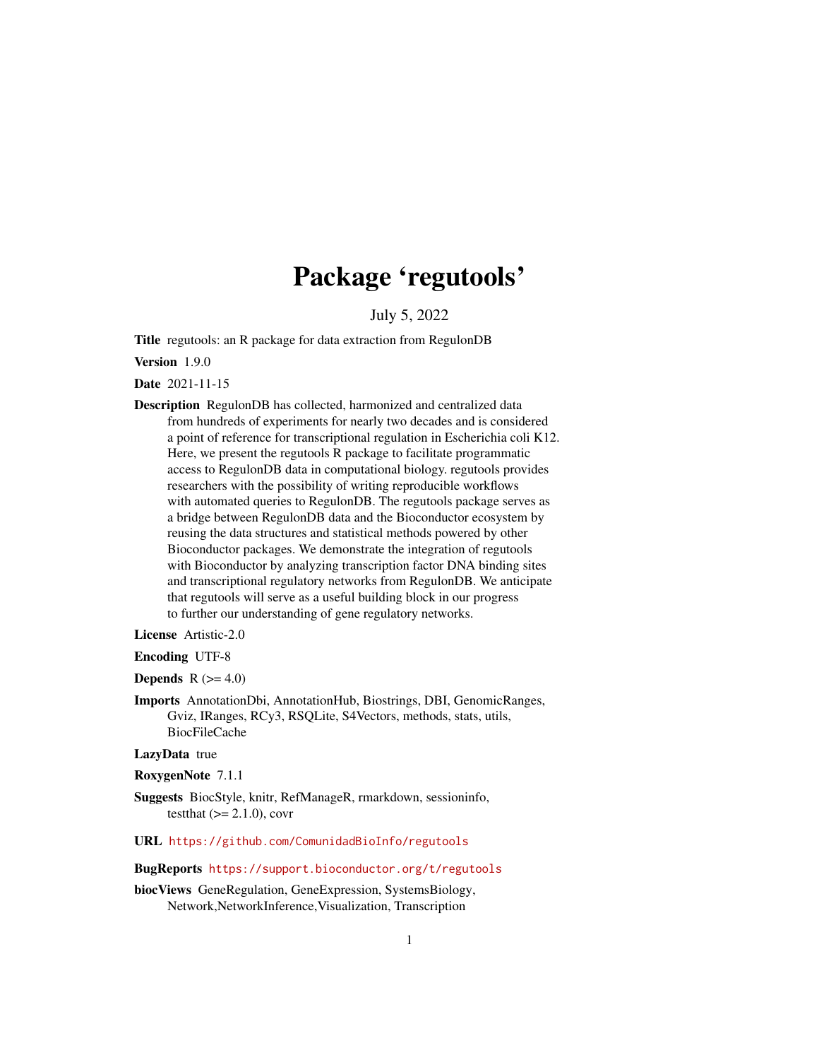# Package 'regutools'

July 5, 2022

**Title** regutools: an R package for data extraction from RegulonDB

**Version** 1.9.0

**Date** 2021-11-15

**Description** RegulonDB has collected, harmonized and centralized data from hundreds of experiments for nearly two decades and is considered a point of reference for transcriptional regulation in Escherichia coli K12. Here, we present the regutools R package to facilitate programmatic access to RegulonDB data in computational biology. regutools provides researchers with the possibility of writing reproducible workflows with automated queries to RegulonDB. The regutools package serves as a bridge between RegulonDB data and the Bioconductor ecosystem by reusing the data structures and statistical methods powered by other Bioconductor packages. We demonstrate the integration of regutools with Bioconductor by analyzing transcription factor DNA binding sites and transcriptional regulatory networks from RegulonDB. We anticipate that regutools will serve as a useful building block in our progress to further our understanding of gene regulatory networks.

**License** Artistic-2.0

**Encoding** UTF-8

**Depends** R (>= 4.0)

**Imports** AnnotationDbi, AnnotationHub, Biostrings, DBI, GenomicRanges, Gviz, IRanges, RCy3, RSQLite, S4Vectors, methods, stats, utils, BiocFileCache

**LazyData** true

**RoxygenNote** 7.1.1

**Suggests** BiocStyle, knitr, RefManageR, rmarkdown, sessioninfo, testthat (>= 2.1.0), covr

**URL** https://github.com/ComunidadBioInfo/regutools

**BugReports** https://support.bioconductor.org/t/regutools

**biocViews** GeneRegulation, GeneExpression, SystemsBiology, Network,NetworkInference,Visualization, Transcription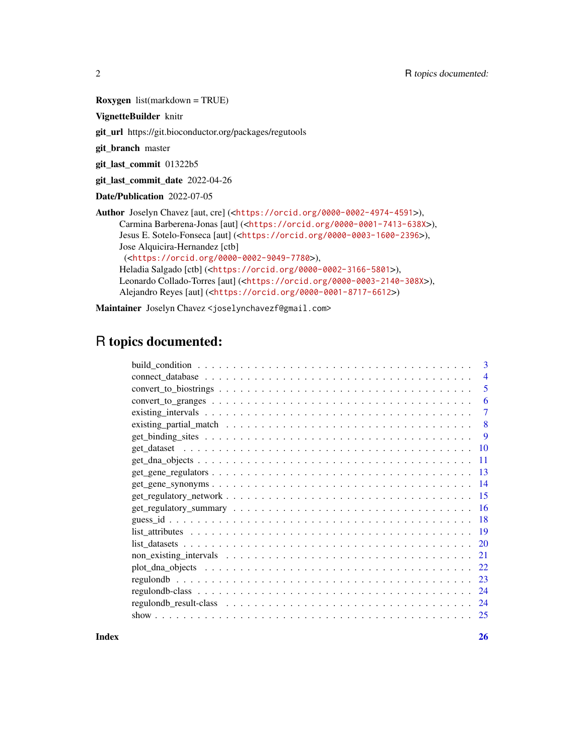**Roxygen** list(markdown = TRUE)

**VignetteBuilder** knitr

**git_url** https://git.bioconductor.org/packages/regutools

**git_branch** master

**git_last_commit** 01322b5

**git_last_commit_date** 2022-04-26

**Date/Publication** 2022-07-05

**Author** Joselyn Chavez [aut, cre] (<https://orcid.org/0000-0002-4974-4591>),
Carmina Barberena-Jonas [aut] (<https://orcid.org/0000-0001-7413-638X>),
Jesus E. Sotelo-Fonseca [aut] (<https://orcid.org/0000-0003-1600-2396>),
Jose Alquicira-Hernandez [ctb]
(<https://orcid.org/0000-0002-9049-7780>),
Heladia Salgado [ctb] (<https://orcid.org/0000-0002-3166-5801>),
Leonardo Collado-Torres [aut] (<https://orcid.org/0000-0003-2140-308X>),
Alejandro Reyes [aut] (<https://orcid.org/0000-0001-8717-6612>)

**Maintainer** Joselyn Chavez <joselynchavezf@gmail.com>

# R topics documented:

| | |
|---|---|
| build_condition | 3 |
| connect_database | 4 |
| convert_to_biostrings | 5 |
| convert_to_granges | 6 |
| existing_intervals | 7 |
| existing_partial_match | 8 |
| get_binding_sites | 9 |
| get_dataset | 10 |
| get_dna_objects | 11 |
| get_gene_regulators | 13 |
| get_gene_synonyms | 14 |
| get_regulatory_network | 15 |
| get_regulatory_summary | 16 |
| guess_id | 18 |
| list_attributes | 19 |
| list_datasets | 20 |
| non_existing_intervals | 21 |
| plot_dna_objects | 22 |
| regulondb | 23 |
| regulondb-class | 24 |
| regulondb_result-class | 24 |
| show | 25 |

**Index** **26**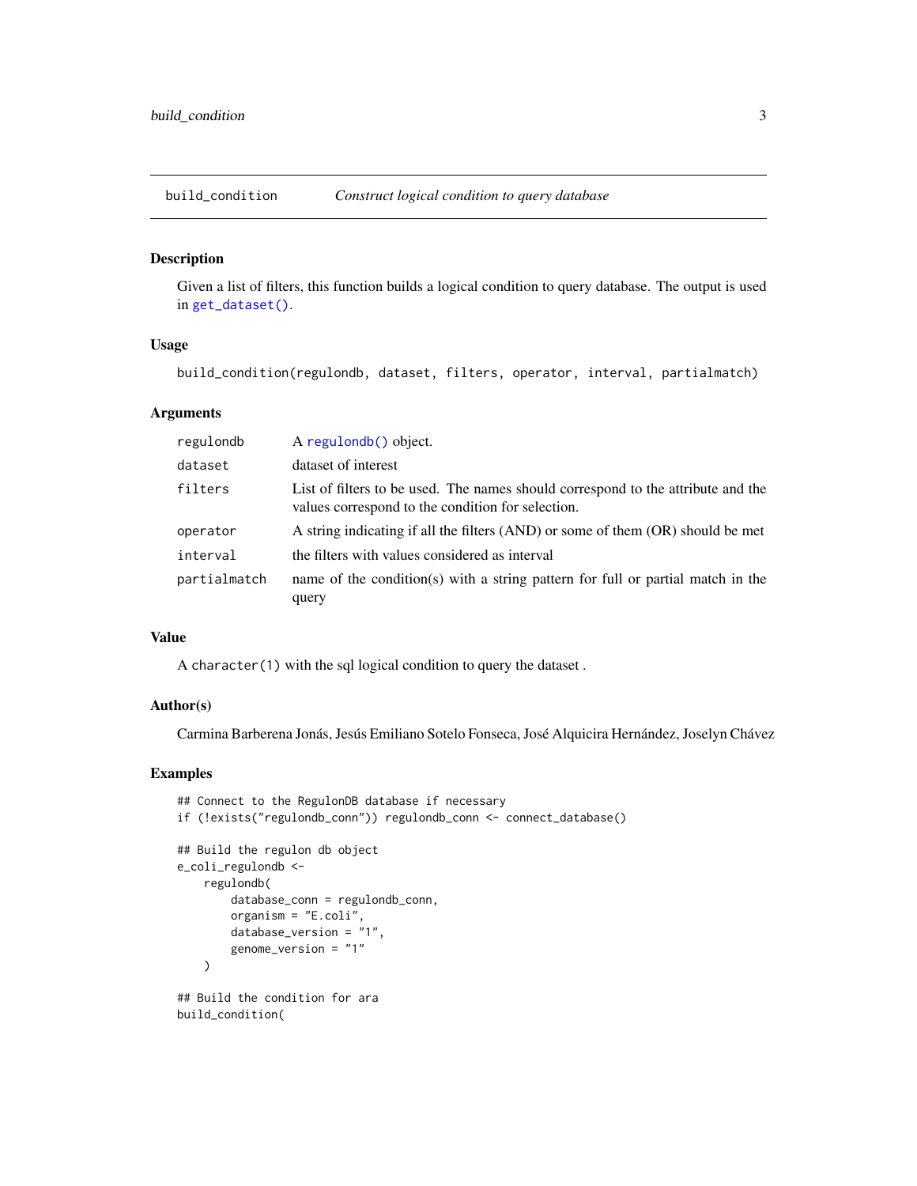# build_condition *Construct logical condition to query database*

## Description

Given a list of filters, this function builds a logical condition to query database. The output is used in `get_dataset()`.

## Usage

```
build_condition(regulondb, dataset, filters, operator, interval, partialmatch)
```

## Arguments

| | |
|---|---|
| `regulondb` | A `regulondb()` object. |
| `dataset` | dataset of interest |
| `filters` | List of filters to be used. The names should correspond to the attribute and the values correspond to the condition for selection. |
| `operator` | A string indicating if all the filters (AND) or some of them (OR) should be met |
| `interval` | the filters with values considered as interval |
| `partialmatch` | name of the condition(s) with a string pattern for full or partial match in the query |

## Value

A `character(1)` with the sql logical condition to query the dataset .

## Author(s)

Carmina Barberena Jonás, Jesús Emiliano Sotelo Fonseca, José Alquicira Hernández, Joselyn Chávez

## Examples

```
## Connect to the RegulonDB database if necessary
if (!exists("regulondb_conn")) regulondb_conn <- connect_database()

## Build the regulon db object
e_coli_regulondb <-
    regulondb(
        database_conn = regulondb_conn,
        organism = "E.coli",
        database_version = "1",
        genome_version = "1"
    )

## Build the condition for ara
build_condition(
```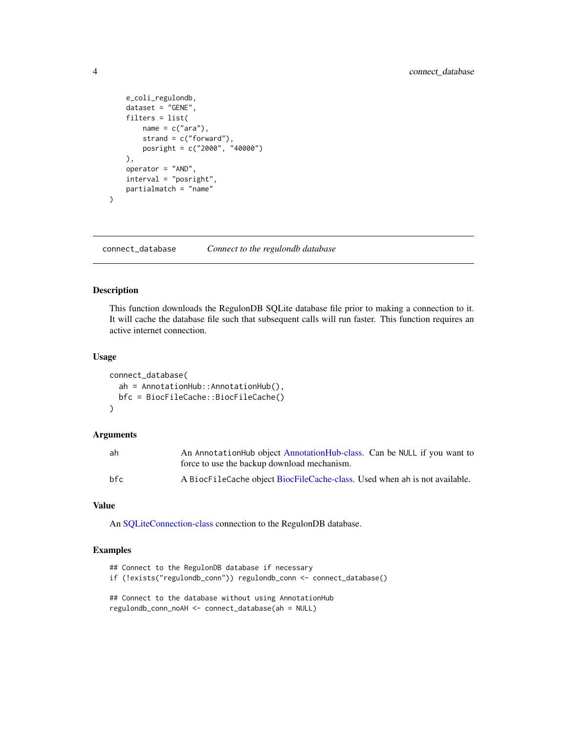```
    e_coli_regulondb,
    dataset = "GENE",
    filters = list(
        name = c("ara"),
        strand = c("forward"),
        posright = c("2000", "40000")
    ),
    operator = "AND",
    interval = "posright",
    partialmatch = "name"
)
```

---

## connect_database — *Connect to the regulondb database*

---

### Description

This function downloads the RegulonDB SQLite database file prior to making a connection to it. It will cache the database file such that subsequent calls will run faster. This function requires an active internet connection.

### Usage

```
connect_database(
  ah = AnnotationHub::AnnotationHub(),
  bfc = BiocFileCache::BiocFileCache()
)
```

### Arguments

| | |
|---|---|
| ah | An `AnnotationHub` object AnnotationHub-class. Can be `NULL` if you want to force to use the backup download mechanism. |
| bfc | A `BiocFileCache` object BiocFileCache-class. Used when `ah` is not available. |

### Value

An SQLiteConnection-class connection to the RegulonDB database.

### Examples

```
## Connect to the RegulonDB database if necessary
if (!exists("regulondb_conn")) regulondb_conn <- connect_database()

## Connect to the database without using AnnotationHub
regulondb_conn_noAH <- connect_database(ah = NULL)
```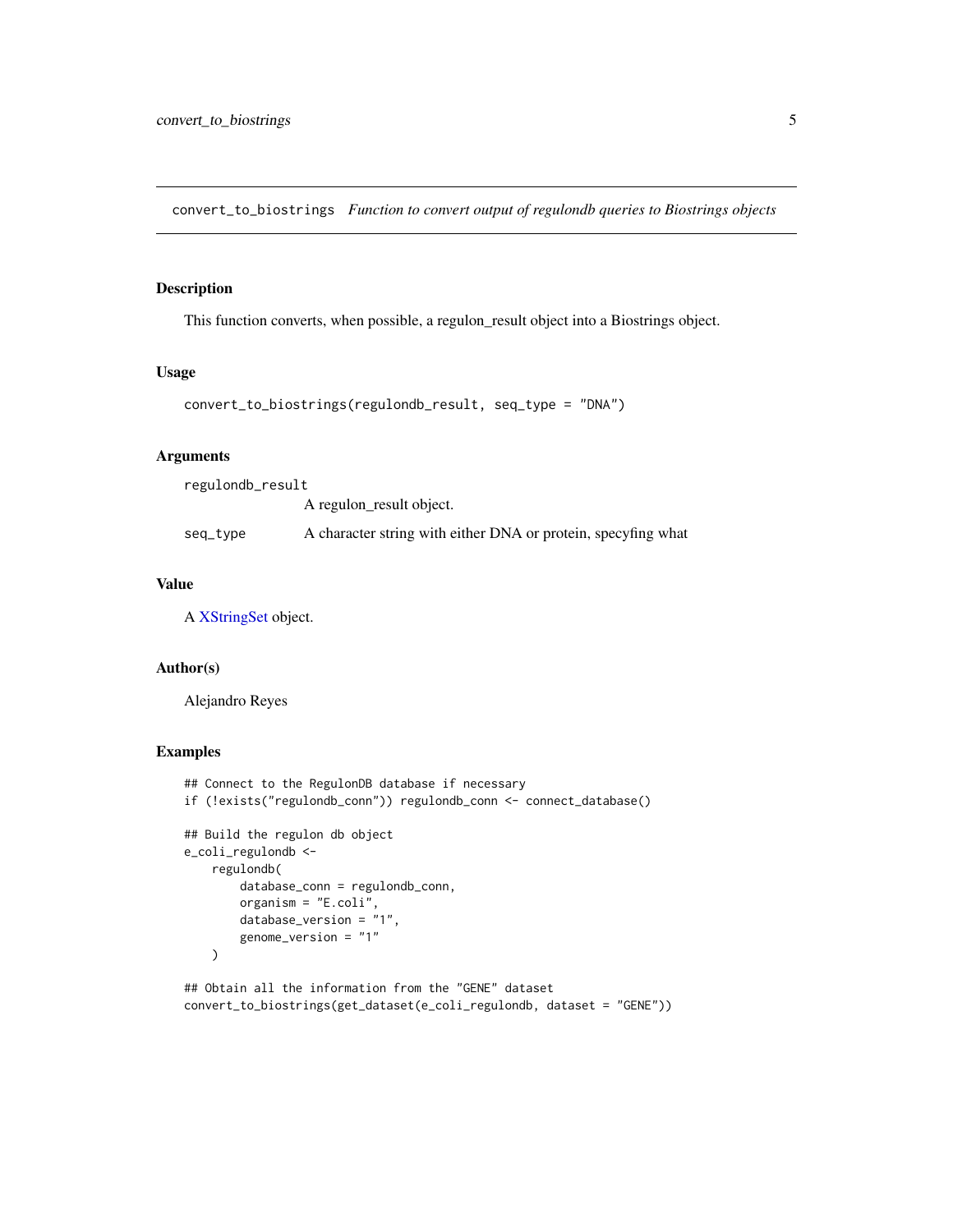## convert_to_biostrings *Function to convert output of regulondb queries to Biostrings objects*

### Description

This function converts, when possible, a regulon_result object into a Biostrings object.

### Usage

```
convert_to_biostrings(regulondb_result, seq_type = "DNA")
```

### Arguments

| | |
|---|---|
| regulondb_result | A regulon_result object. |
| seq_type | A character string with either DNA or protein, specyfing what |

### Value

A XStringSet object.

### Author(s)

Alejandro Reyes

### Examples

```
## Connect to the RegulonDB database if necessary
if (!exists("regulondb_conn")) regulondb_conn <- connect_database()

## Build the regulon db object
e_coli_regulondb <-
    regulondb(
        database_conn = regulondb_conn,
        organism = "E.coli",
        database_version = "1",
        genome_version = "1"
    )

## Obtain all the information from the "GENE" dataset
convert_to_biostrings(get_dataset(e_coli_regulondb, dataset = "GENE"))
```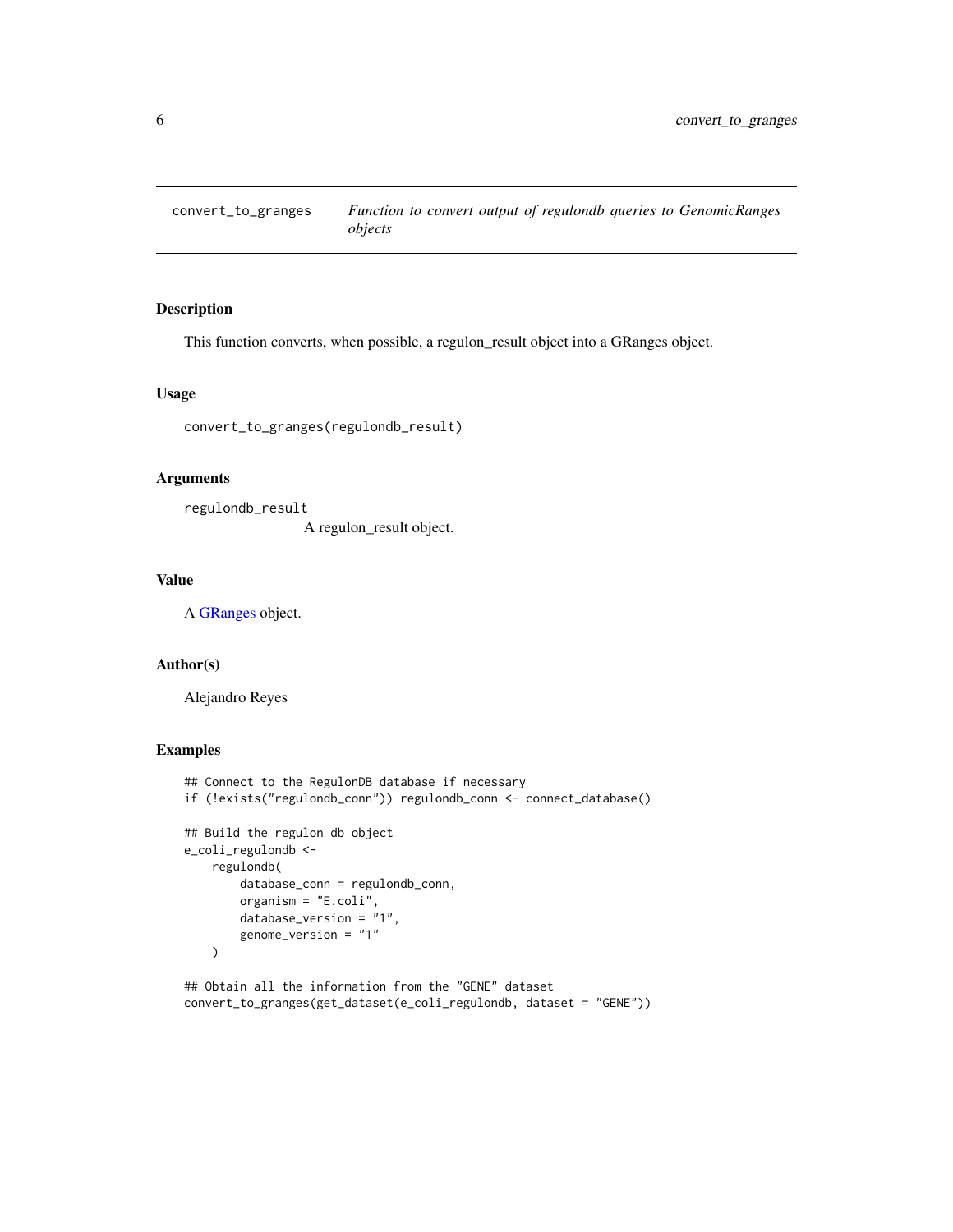## convert_to_granges

*Function to convert output of regulondb queries to GenomicRanges objects*

### Description

This function converts, when possible, a regulon_result object into a GRanges object.

### Usage

```
convert_to_granges(regulondb_result)
```

### Arguments

`regulondb_result`
A regulon_result object.

### Value

A GRanges object.

### Author(s)

Alejandro Reyes

### Examples

```
## Connect to the RegulonDB database if necessary
if (!exists("regulondb_conn")) regulondb_conn <- connect_database()

## Build the regulon db object
e_coli_regulondb <-
    regulondb(
        database_conn = regulondb_conn,
        organism = "E.coli",
        database_version = "1",
        genome_version = "1"
    )

## Obtain all the information from the "GENE" dataset
convert_to_granges(get_dataset(e_coli_regulondb, dataset = "GENE"))
```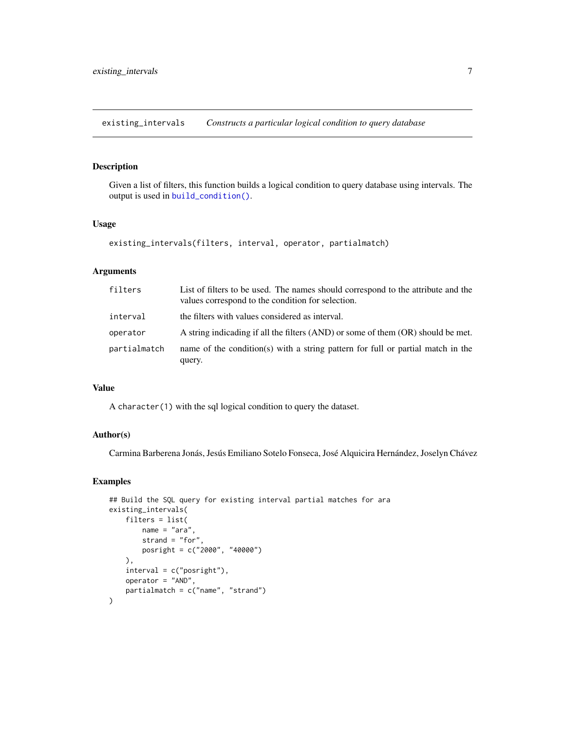## existing_intervals *Constructs a particular logical condition to query database*

### Description

Given a list of filters, this function builds a logical condition to query database using intervals. The output is used in `build_condition()`.

### Usage

```
existing_intervals(filters, interval, operator, partialmatch)
```

### Arguments

| | |
|---|---|
| `filters` | List of filters to be used. The names should correspond to the attribute and the values correspond to the condition for selection. |
| `interval` | the filters with values considered as interval. |
| `operator` | A string indicading if all the filters (AND) or some of them (OR) should be met. |
| `partialmatch` | name of the condition(s) with a string pattern for full or partial match in the query. |

### Value

A `character(1)` with the sql logical condition to query the dataset.

### Author(s)

Carmina Barberena Jonás, Jesús Emiliano Sotelo Fonseca, José Alquicira Hernández, Joselyn Chávez

### Examples

```
## Build the SQL query for existing interval partial matches for ara
existing_intervals(
    filters = list(
        name = "ara",
        strand = "for",
        posright = c("2000", "40000")
    ),
    interval = c("posright"),
    operator = "AND",
    partialmatch = c("name", "strand")
)
```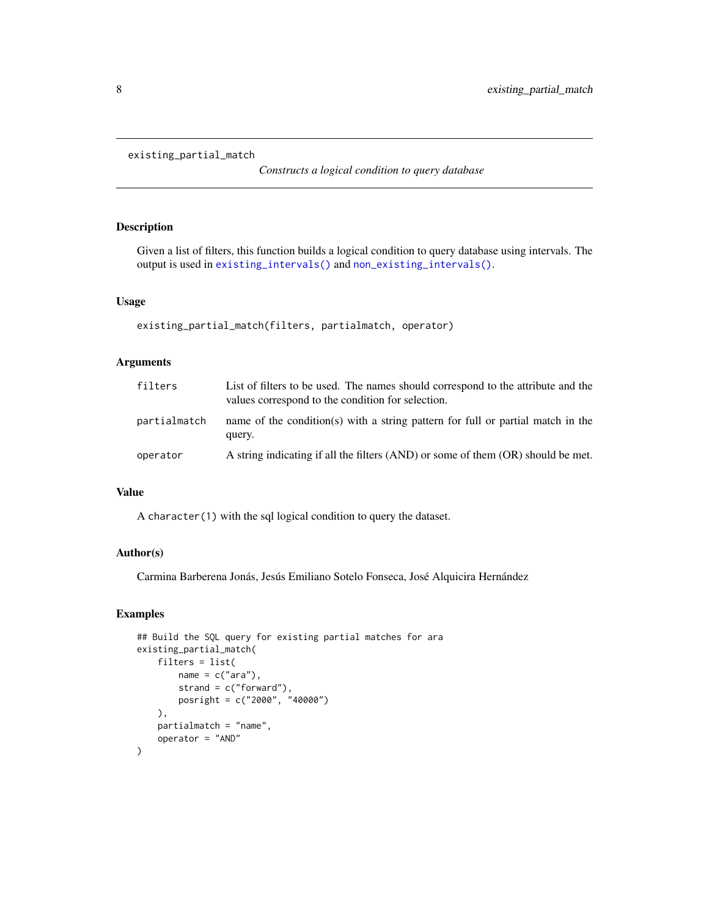`existing_partial_match`

*Constructs a logical condition to query database*

## Description

Given a list of filters, this function builds a logical condition to query database using intervals. The output is used in `existing_intervals()` and `non_existing_intervals()`.

## Usage

```
existing_partial_match(filters, partialmatch, operator)
```

## Arguments

| | |
|---|---|
| `filters` | List of filters to be used. The names should correspond to the attribute and the values correspond to the condition for selection. |
| `partialmatch` | name of the condition(s) with a string pattern for full or partial match in the query. |
| `operator` | A string indicating if all the filters (AND) or some of them (OR) should be met. |

## Value

A `character(1)` with the sql logical condition to query the dataset.

## Author(s)

Carmina Barberena Jonás, Jesús Emiliano Sotelo Fonseca, José Alquicira Hernández

## Examples

```
## Build the SQL query for existing partial matches for ara
existing_partial_match(
    filters = list(
        name = c("ara"),
        strand = c("forward"),
        posright = c("2000", "40000")
    ),
    partialmatch = "name",
    operator = "AND"
)
```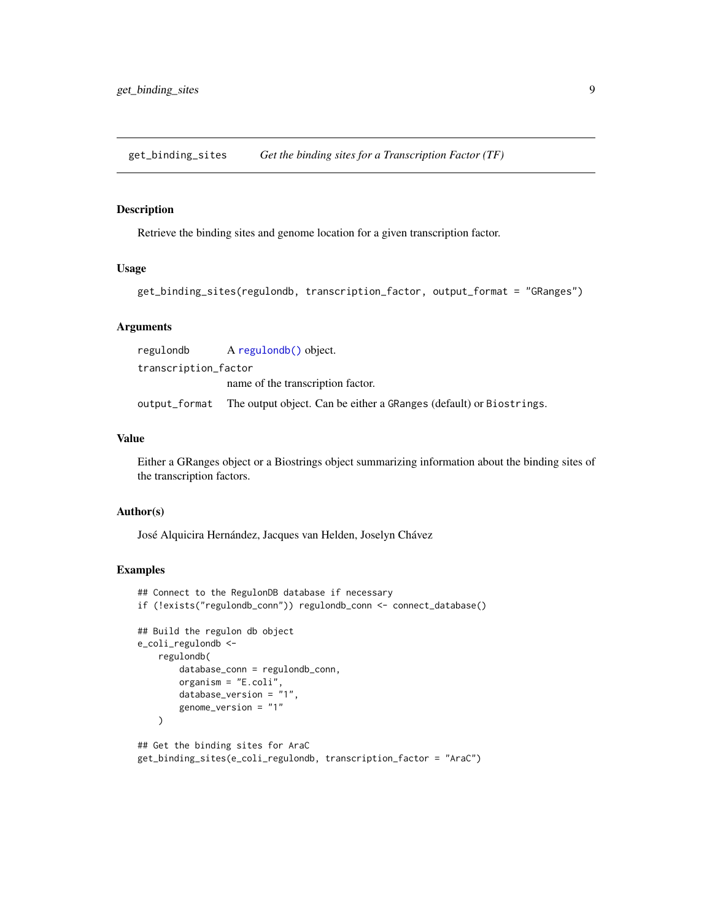## get_binding_sites *Get the binding sites for a Transcription Factor (TF)*

### Description

Retrieve the binding sites and genome location for a given transcription factor.

### Usage

```
get_binding_sites(regulondb, transcription_factor, output_format = "GRanges")
```

### Arguments

| | |
|---|---|
| regulondb | A regulondb() object. |
| transcription_factor | name of the transcription factor. |
| output_format | The output object. Can be either a GRanges (default) or Biostrings. |

### Value

Either a GRanges object or a Biostrings object summarizing information about the binding sites of the transcription factors.

### Author(s)

José Alquicira Hernández, Jacques van Helden, Joselyn Chávez

### Examples

```
## Connect to the RegulonDB database if necessary
if (!exists("regulondb_conn")) regulondb_conn <- connect_database()

## Build the regulon db object
e_coli_regulondb <-
    regulondb(
        database_conn = regulondb_conn,
        organism = "E.coli",
        database_version = "1",
        genome_version = "1"
    )

## Get the binding sites for AraC
get_binding_sites(e_coli_regulondb, transcription_factor = "AraC")
```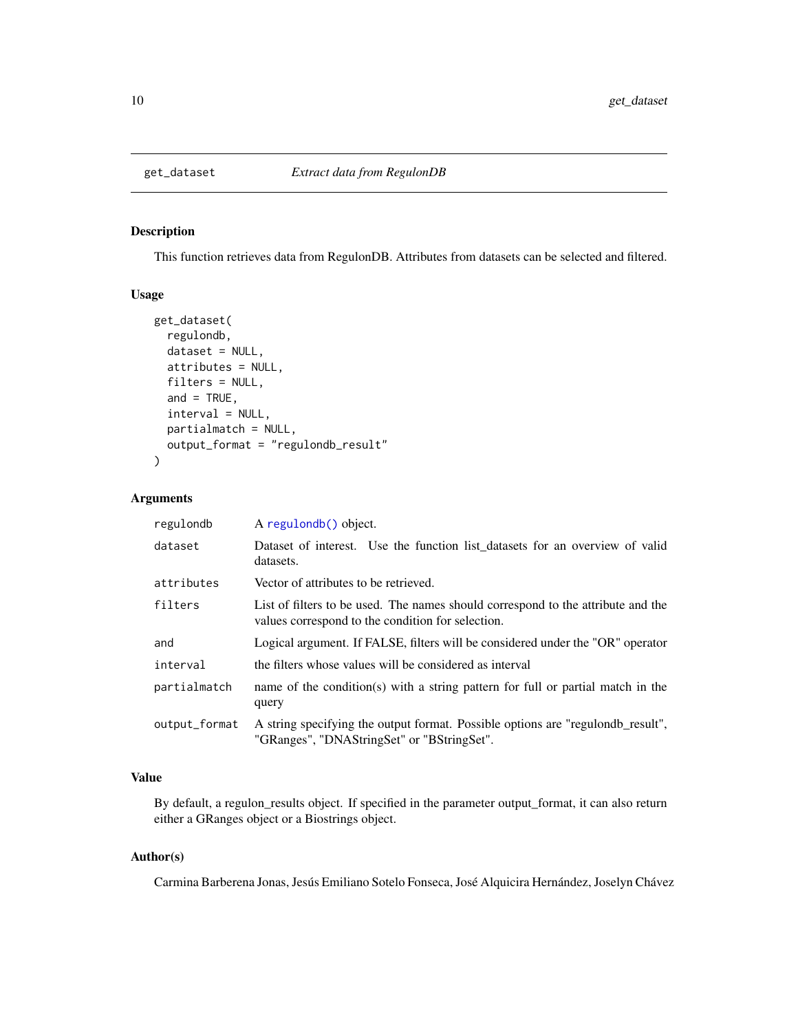## get_dataset *Extract data from RegulonDB*

### Description

This function retrieves data from RegulonDB. Attributes from datasets can be selected and filtered.

### Usage

```
get_dataset(
  regulondb,
  dataset = NULL,
  attributes = NULL,
  filters = NULL,
  and = TRUE,
  interval = NULL,
  partialmatch = NULL,
  output_format = "regulondb_result"
)
```

### Arguments

| | |
|---|---|
| regulondb | A regulondb() object. |
| dataset | Dataset of interest. Use the function list_datasets for an overview of valid datasets. |
| attributes | Vector of attributes to be retrieved. |
| filters | List of filters to be used. The names should correspond to the attribute and the values correspond to the condition for selection. |
| and | Logical argument. If FALSE, filters will be considered under the "OR" operator |
| interval | the filters whose values will be considered as interval |
| partialmatch | name of the condition(s) with a string pattern for full or partial match in the query |
| output_format | A string specifying the output format. Possible options are "regulondb_result", "GRanges", "DNAStringSet" or "BStringSet". |

### Value

By default, a regulon_results object. If specified in the parameter output_format, it can also return either a GRanges object or a Biostrings object.

### Author(s)

Carmina Barberena Jonas, Jesús Emiliano Sotelo Fonseca, José Alquicira Hernández, Joselyn Chávez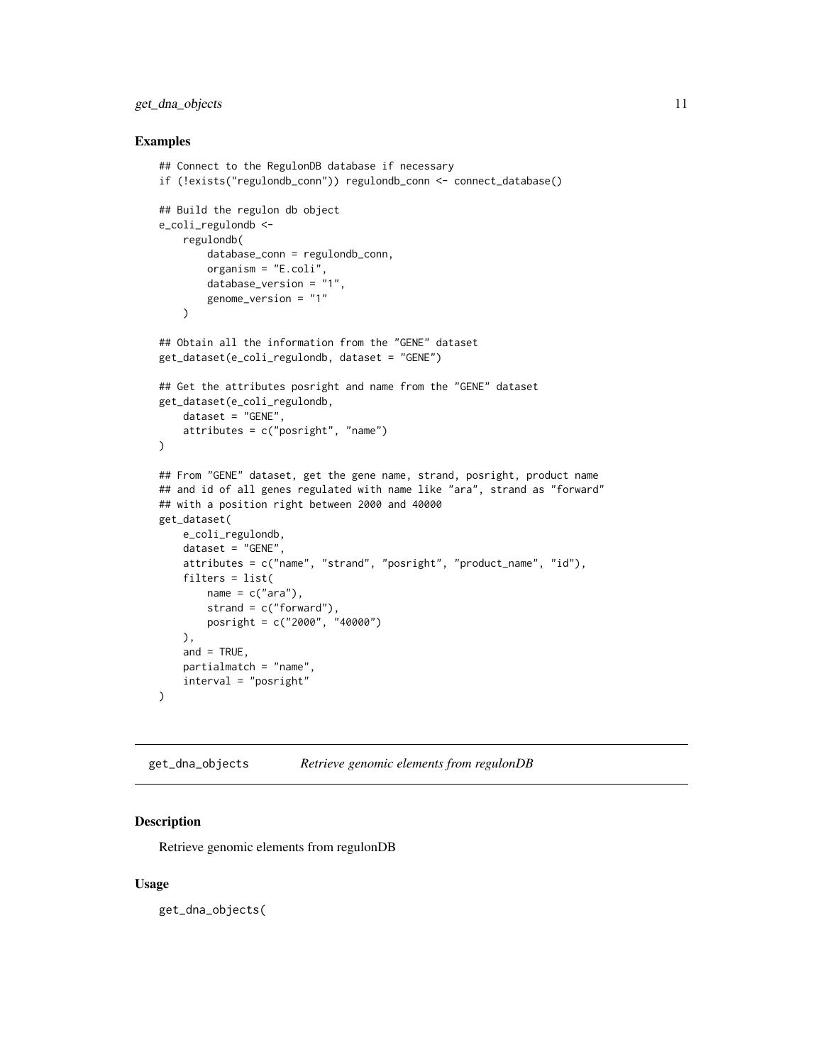## Examples

```
## Connect to the RegulonDB database if necessary
if (!exists("regulondb_conn")) regulondb_conn <- connect_database()

## Build the regulon db object
e_coli_regulondb <-
    regulondb(
        database_conn = regulondb_conn,
        organism = "E.coli",
        database_version = "1",
        genome_version = "1"
    )

## Obtain all the information from the "GENE" dataset
get_dataset(e_coli_regulondb, dataset = "GENE")

## Get the attributes posright and name from the "GENE" dataset
get_dataset(e_coli_regulondb,
    dataset = "GENE",
    attributes = c("posright", "name")
)

## From "GENE" dataset, get the gene name, strand, posright, product name
## and id of all genes regulated with name like "ara", strand as "forward"
## with a position right between 2000 and 40000
get_dataset(
    e_coli_regulondb,
    dataset = "GENE",
    attributes = c("name", "strand", "posright", "product_name", "id"),
    filters = list(
        name = c("ara"),
        strand = c("forward"),
        posright = c("2000", "40000")
    ),
    and = TRUE,
    partialmatch = "name",
    interval = "posright"
)
```

---

`get_dna_objects` *Retrieve genomic elements from regulonDB*

---

## Description

Retrieve genomic elements from regulonDB

## Usage

```
get_dna_objects(
```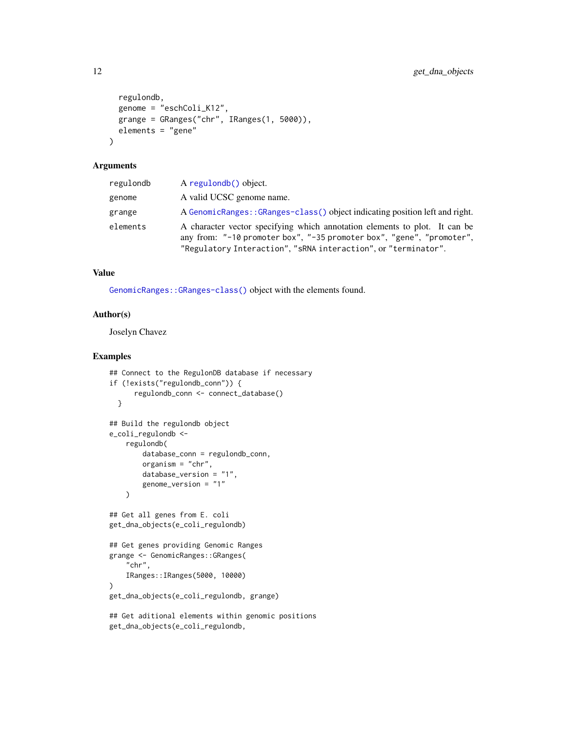```
  regulondb,
  genome = "eschColi_K12",
  grange = GRanges("chr", IRanges(1, 5000)),
  elements = "gene"
)
```

## Arguments

| | |
|---|---|
| regulondb | A `regulondb()` object. |
| genome | A valid UCSC genome name. |
| grange | A `GenomicRanges::GRanges-class()` object indicating position left and right. |
| elements | A character vector specifying which annotation elements to plot. It can be any from: "-10 promoter box", "-35 promoter box", "gene", "promoter", "Regulatory Interaction", "sRNA interaction", or "terminator". |

## Value

`GenomicRanges::GRanges-class()` object with the elements found.

## Author(s)

Joselyn Chavez

## Examples

```
## Connect to the RegulonDB database if necessary
if (!exists("regulondb_conn")) {
      regulondb_conn <- connect_database()
  }

## Build the regulondb object
e_coli_regulondb <-
    regulondb(
        database_conn = regulondb_conn,
        organism = "chr",
        database_version = "1",
        genome_version = "1"
    )

## Get all genes from E. coli
get_dna_objects(e_coli_regulondb)

## Get genes providing Genomic Ranges
grange <- GenomicRanges::GRanges(
    "chr",
    IRanges::IRanges(5000, 10000)
)
get_dna_objects(e_coli_regulondb, grange)

## Get aditional elements within genomic positions
get_dna_objects(e_coli_regulondb,
```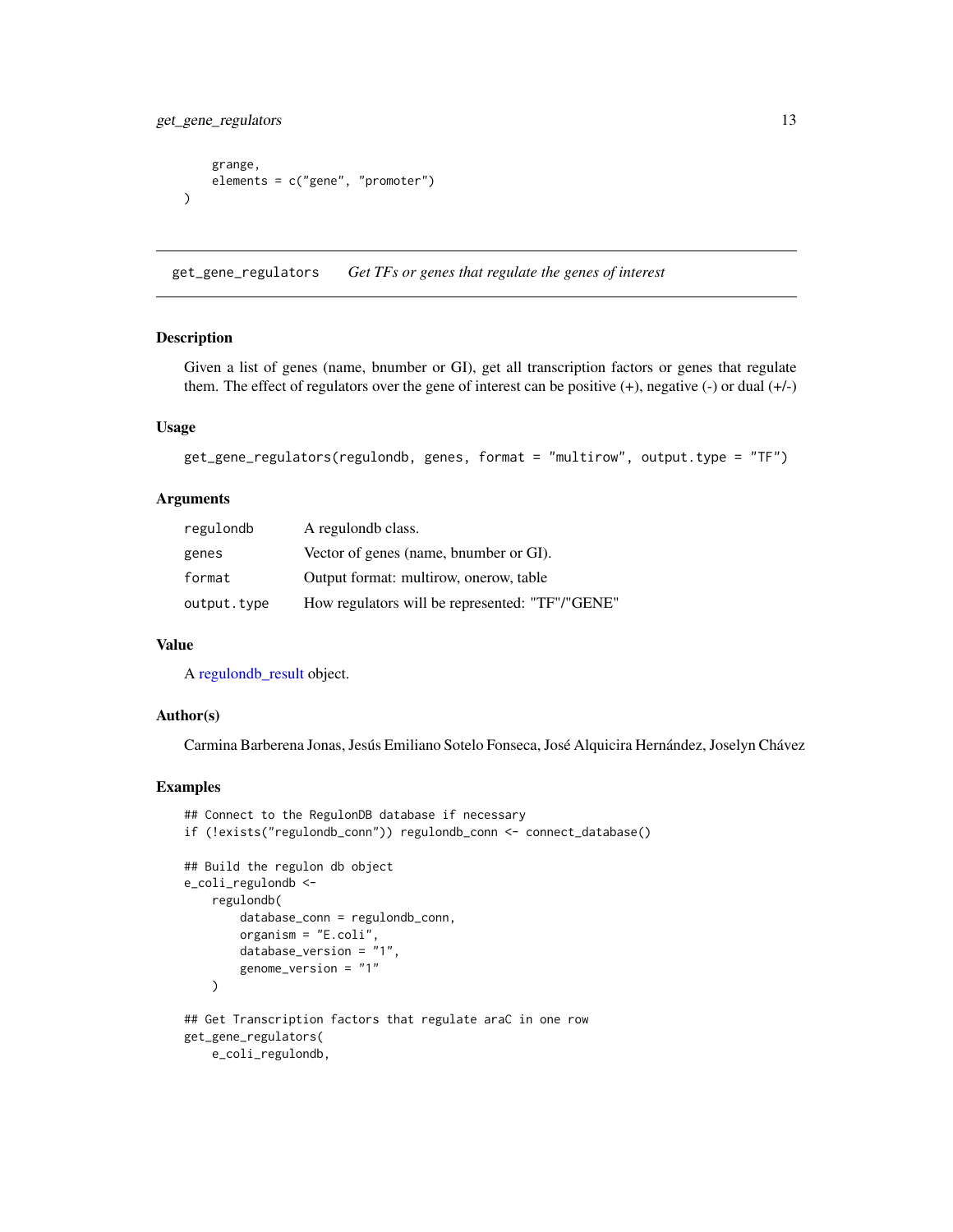```
    grange,
    elements = c("gene", "promoter")
)
```

## get_gene_regulators *Get TFs or genes that regulate the genes of interest*

### Description

Given a list of genes (name, bnumber or GI), get all transcription factors or genes that regulate them. The effect of regulators over the gene of interest can be positive (+), negative (-) or dual (+/-)

### Usage

```
get_gene_regulators(regulondb, genes, format = "multirow", output.type = "TF")
```

### Arguments

| | |
|---|---|
| regulondb | A regulondb class. |
| genes | Vector of genes (name, bnumber or GI). |
| format | Output format: multirow, onerow, table |
| output.type | How regulators will be represented: "TF"/"GENE" |

### Value

A regulondb_result object.

### Author(s)

Carmina Barberena Jonas, Jesús Emiliano Sotelo Fonseca, José Alquicira Hernández, Joselyn Chávez

### Examples

```
## Connect to the RegulonDB database if necessary
if (!exists("regulondb_conn")) regulondb_conn <- connect_database()

## Build the regulon db object
e_coli_regulondb <-
    regulondb(
        database_conn = regulondb_conn,
        organism = "E.coli",
        database_version = "1",
        genome_version = "1"
    )

## Get Transcription factors that regulate araC in one row
get_gene_regulators(
    e_coli_regulondb,
```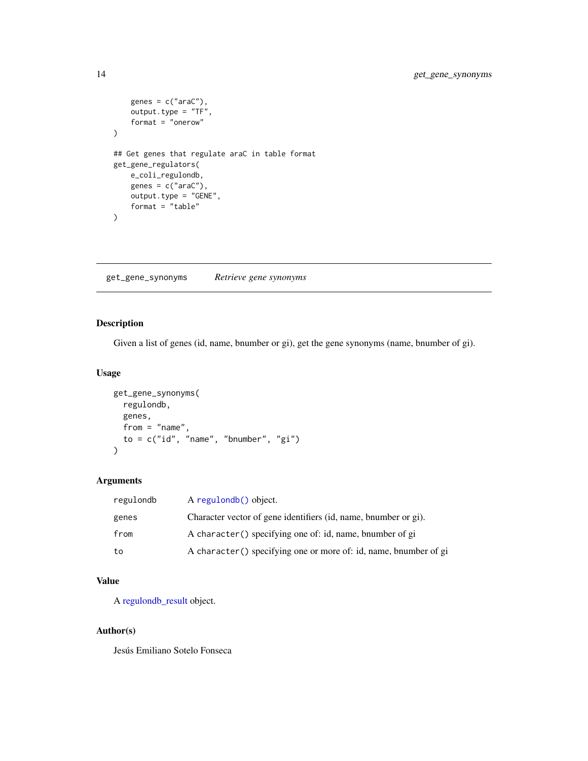```
    genes = c("araC"),
    output.type = "TF",
    format = "onerow"
)

## Get genes that regulate araC in table format
get_gene_regulators(
    e_coli_regulondb,
    genes = c("araC"),
    output.type = "GENE",
    format = "table"
)
```

---

## get_gene_synonyms    *Retrieve gene synonyms*

---

### Description

Given a list of genes (id, name, bnumber or gi), get the gene synonyms (name, bnumber of gi).

### Usage

```
get_gene_synonyms(
  regulondb,
  genes,
  from = "name",
  to = c("id", "name", "bnumber", "gi")
)
```

### Arguments

| | |
|---|---|
| regulondb | A `regulondb()` object. |
| genes | Character vector of gene identifiers (id, name, bnumber or gi). |
| from | A `character()` specifying one of: id, name, bnumber of gi |
| to | A `character()` specifying one or more of: id, name, bnumber of gi |

### Value

A regulondb_result object.

### Author(s)

Jesús Emiliano Sotelo Fonseca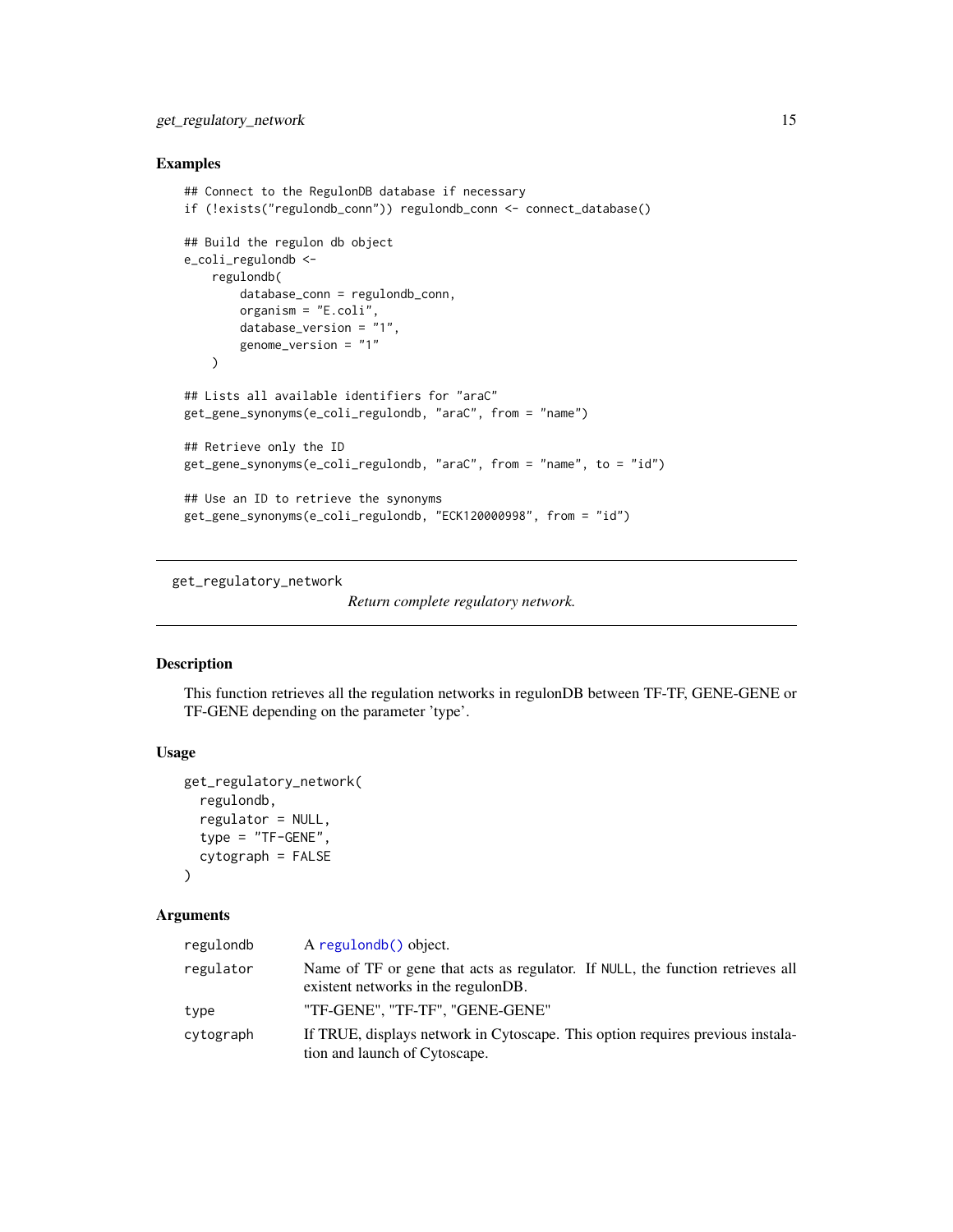### Examples

```
## Connect to the RegulonDB database if necessary
if (!exists("regulondb_conn")) regulondb_conn <- connect_database()

## Build the regulon db object
e_coli_regulondb <-
    regulondb(
        database_conn = regulondb_conn,
        organism = "E.coli",
        database_version = "1",
        genome_version = "1"
    )

## Lists all available identifiers for "araC"
get_gene_synonyms(e_coli_regulondb, "araC", from = "name")

## Retrieve only the ID
get_gene_synonyms(e_coli_regulondb, "araC", from = "name", to = "id")

## Use an ID to retrieve the synonyms
get_gene_synonyms(e_coli_regulondb, "ECK120000998", from = "id")
```

---

## get_regulatory_network

*Return complete regulatory network.*

---

### Description

This function retrieves all the regulation networks in regulonDB between TF-TF, GENE-GENE or TF-GENE depending on the parameter 'type'.

### Usage

```
get_regulatory_network(
  regulondb,
  regulator = NULL,
  type = "TF-GENE",
  cytograph = FALSE
)
```

### Arguments

| | |
|---|---|
| regulondb | A regulondb() object. |
| regulator | Name of TF or gene that acts as regulator. If NULL, the function retrieves all existent networks in the regulonDB. |
| type | "TF-GENE", "TF-TF", "GENE-GENE" |
| cytograph | If TRUE, displays network in Cytoscape. This option requires previous instalation and launch of Cytoscape. |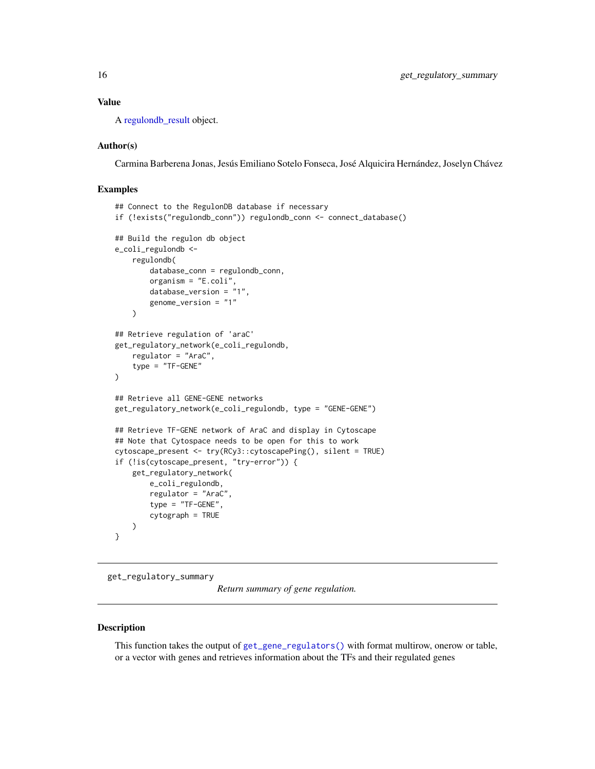### Value

A regulondb_result object.

### Author(s)

Carmina Barberena Jonas, Jesús Emiliano Sotelo Fonseca, José Alquicira Hernández, Joselyn Chávez

### Examples

```
## Connect to the RegulonDB database if necessary
if (!exists("regulondb_conn")) regulondb_conn <- connect_database()

## Build the regulon db object
e_coli_regulondb <-
    regulondb(
        database_conn = regulondb_conn,
        organism = "E.coli",
        database_version = "1",
        genome_version = "1"
    )

## Retrieve regulation of 'araC'
get_regulatory_network(e_coli_regulondb,
    regulator = "AraC",
    type = "TF-GENE"
)

## Retrieve all GENE-GENE networks
get_regulatory_network(e_coli_regulondb, type = "GENE-GENE")

## Retrieve TF-GENE network of AraC and display in Cytoscape
## Note that Cytospace needs to be open for this to work
cytoscape_present <- try(RCy3::cytoscapePing(), silent = TRUE)
if (!is(cytoscape_present, "try-error")) {
    get_regulatory_network(
        e_coli_regulondb,
        regulator = "AraC",
        type = "TF-GENE",
        cytograph = TRUE
    )
}
```

---

## get_regulatory_summary

*Return summary of gene regulation.*

---

### Description

This function takes the output of `get_gene_regulators()` with format multirow, onerow or table, or a vector with genes and retrieves information about the TFs and their regulated genes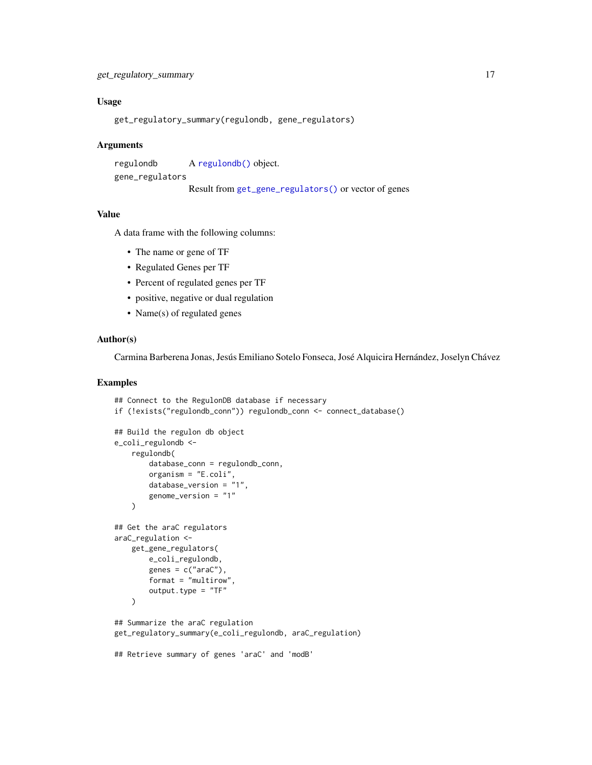## Usage

```
get_regulatory_summary(regulondb, gene_regulators)
```

## Arguments

regulondb — A `regulondb()` object.

gene_regulators — Result from `get_gene_regulators()` or vector of genes

## Value

A data frame with the following columns:

- The name or gene of TF
- Regulated Genes per TF
- Percent of regulated genes per TF
- positive, negative or dual regulation
- Name(s) of regulated genes

## Author(s)

Carmina Barberena Jonas, Jesús Emiliano Sotelo Fonseca, José Alquicira Hernández, Joselyn Chávez

## Examples

```
## Connect to the RegulonDB database if necessary
if (!exists("regulondb_conn")) regulondb_conn <- connect_database()

## Build the regulon db object
e_coli_regulondb <-
    regulondb(
        database_conn = regulondb_conn,
        organism = "E.coli",
        database_version = "1",
        genome_version = "1"
    )

## Get the araC regulators
araC_regulation <-
    get_gene_regulators(
        e_coli_regulondb,
        genes = c("araC"),
        format = "multirow",
        output.type = "TF"
    )

## Summarize the araC regulation
get_regulatory_summary(e_coli_regulondb, araC_regulation)

## Retrieve summary of genes 'araC' and 'modB'
```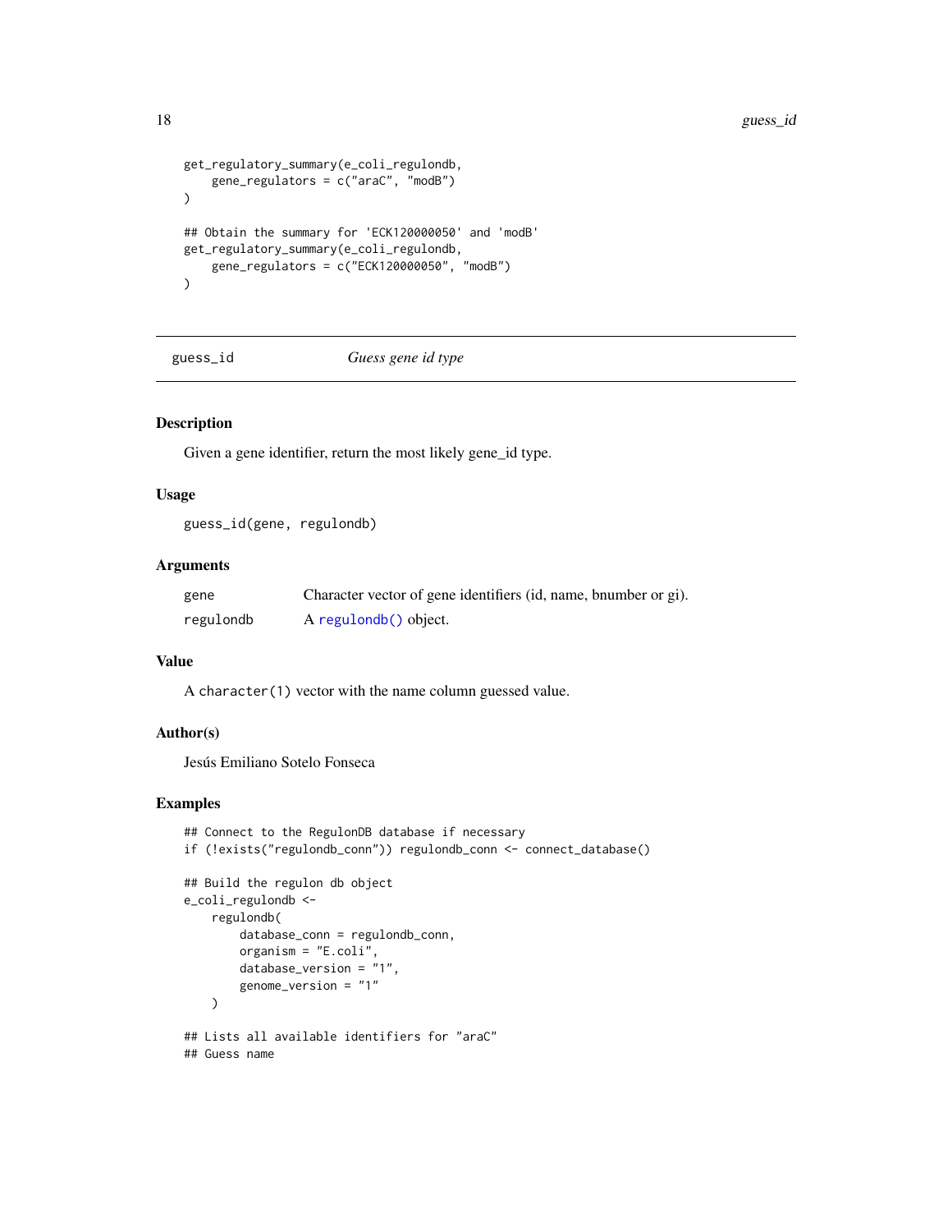```
get_regulatory_summary(e_coli_regulondb,
    gene_regulators = c("araC", "modB")
)

## Obtain the summary for 'ECK120000050' and 'modB'
get_regulatory_summary(e_coli_regulondb,
    gene_regulators = c("ECK120000050", "modB")
)
```

## guess_id — *Guess gene id type*

### Description

Given a gene identifier, return the most likely gene_id type.

### Usage

```
guess_id(gene, regulondb)
```

### Arguments

| | |
|---|---|
| gene | Character vector of gene identifiers (id, name, bnumber or gi). |
| regulondb | A regulondb() object. |

### Value

A `character(1)` vector with the name column guessed value.

### Author(s)

Jesús Emiliano Sotelo Fonseca

### Examples

```
## Connect to the RegulonDB database if necessary
if (!exists("regulondb_conn")) regulondb_conn <- connect_database()

## Build the regulon db object
e_coli_regulondb <-
    regulondb(
        database_conn = regulondb_conn,
        organism = "E.coli",
        database_version = "1",
        genome_version = "1"
    )

## Lists all available identifiers for "araC"
## Guess name
```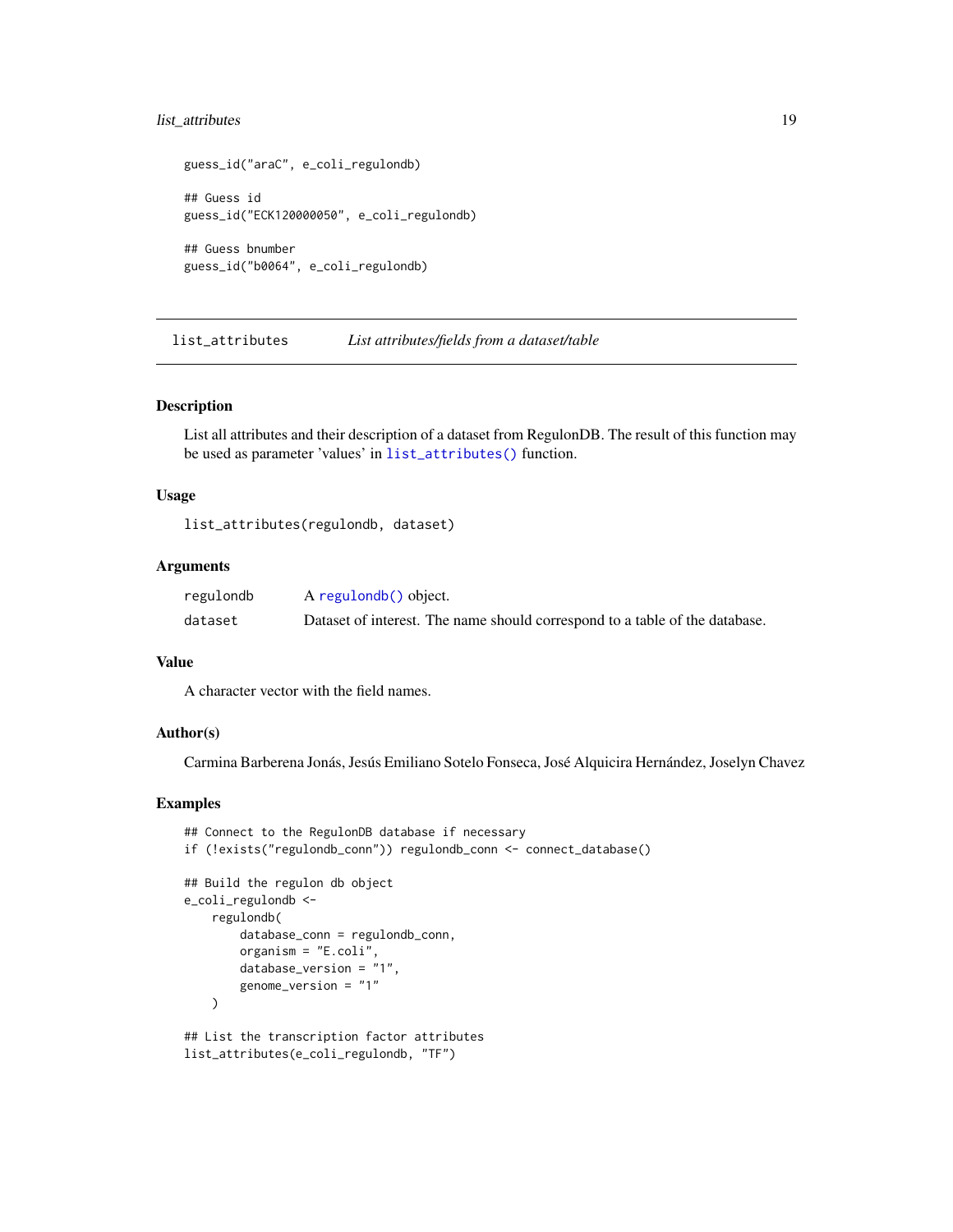```
guess_id("araC", e_coli_regulondb)

## Guess id
guess_id("ECK120000050", e_coli_regulondb)

## Guess bnumber
guess_id("b0064", e_coli_regulondb)
```

## list_attributes — *List attributes/fields from a dataset/table*

### Description

List all attributes and their description of a dataset from RegulonDB. The result of this function may be used as parameter 'values' in `list_attributes()` function.

### Usage

```
list_attributes(regulondb, dataset)
```

### Arguments

| | |
|---|---|
| `regulondb` | A `regulondb()` object. |
| `dataset` | Dataset of interest. The name should correspond to a table of the database. |

### Value

A character vector with the field names.

### Author(s)

Carmina Barberena Jonás, Jesús Emiliano Sotelo Fonseca, José Alquicira Hernández, Joselyn Chavez

### Examples

```
## Connect to the RegulonDB database if necessary
if (!exists("regulondb_conn")) regulondb_conn <- connect_database()

## Build the regulon db object
e_coli_regulondb <-
    regulondb(
        database_conn = regulondb_conn,
        organism = "E.coli",
        database_version = "1",
        genome_version = "1"
    )

## List the transcription factor attributes
list_attributes(e_coli_regulondb, "TF")
```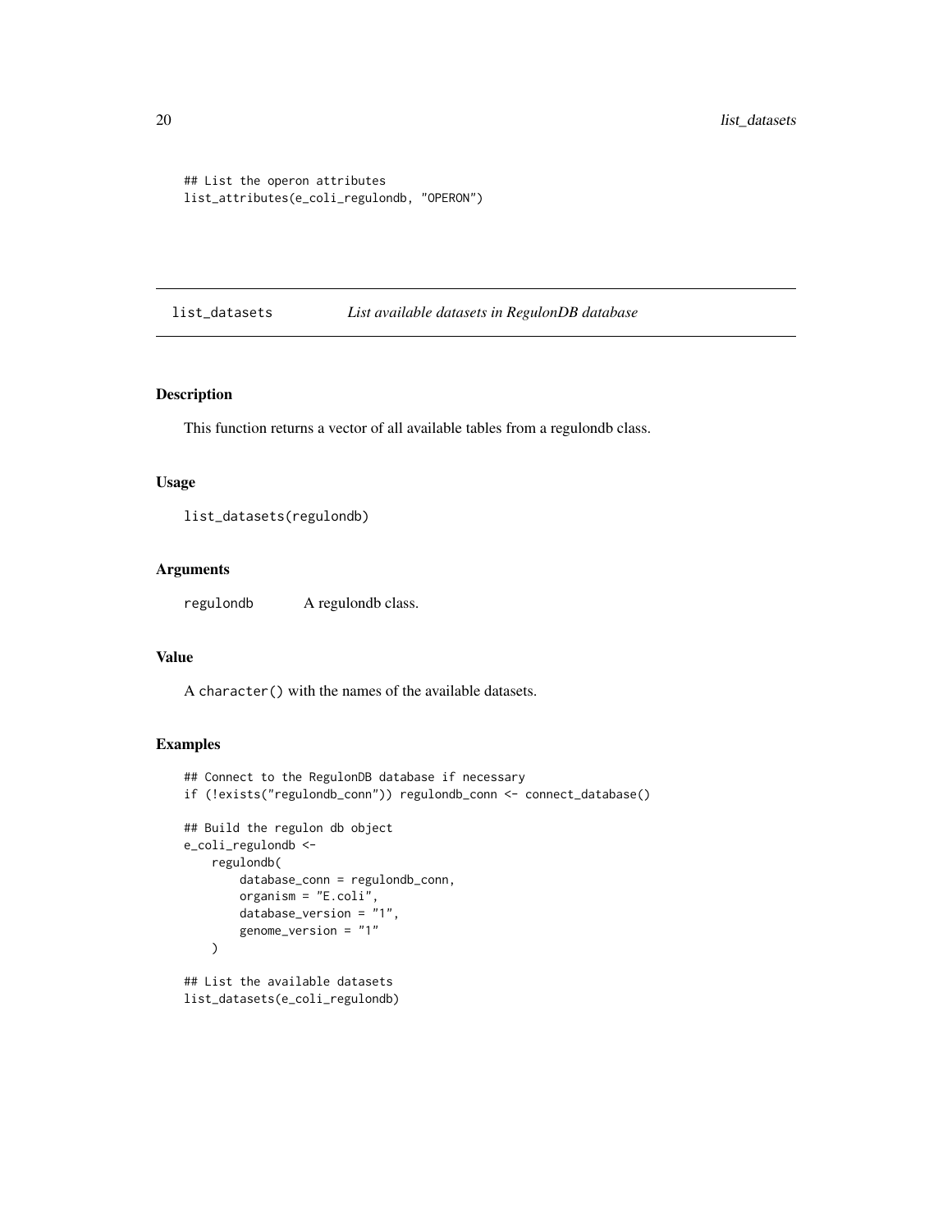```
## List the operon attributes
list_attributes(e_coli_regulondb, "OPERON")
```

## list_datasets *List available datasets in RegulonDB database*

### Description

This function returns a vector of all available tables from a regulondb class.

### Usage

```
list_datasets(regulondb)
```

### Arguments

regulondb A regulondb class.

### Value

A character() with the names of the available datasets.

### Examples

```
## Connect to the RegulonDB database if necessary
if (!exists("regulondb_conn")) regulondb_conn <- connect_database()

## Build the regulon db object
e_coli_regulondb <-
    regulondb(
        database_conn = regulondb_conn,
        organism = "E.coli",
        database_version = "1",
        genome_version = "1"
    )

## List the available datasets
list_datasets(e_coli_regulondb)
```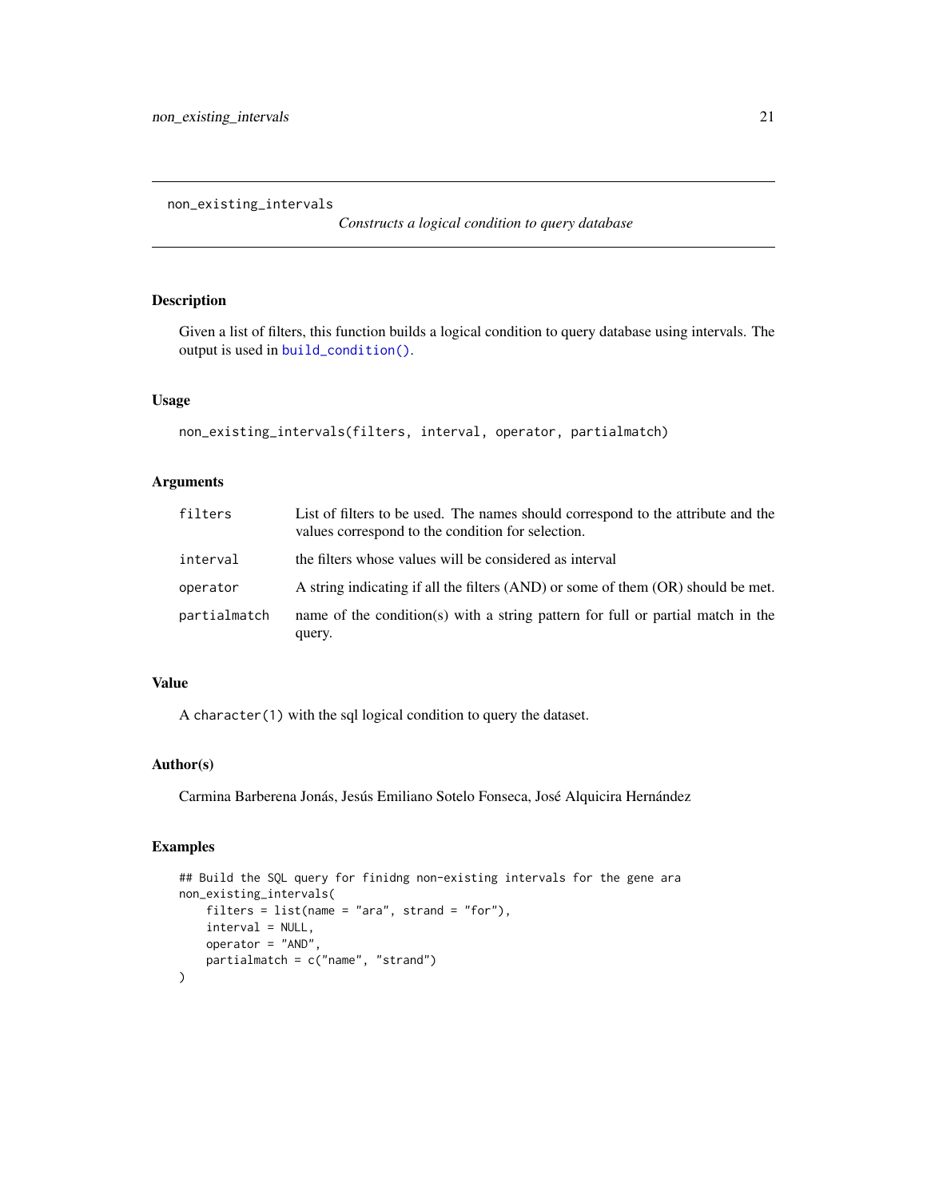`non_existing_intervals` — *Constructs a logical condition to query database*

## Description

Given a list of filters, this function builds a logical condition to query database using intervals. The output is used in `build_condition()`.

## Usage

```
non_existing_intervals(filters, interval, operator, partialmatch)
```

## Arguments

| | |
|---|---|
| `filters` | List of filters to be used. The names should correspond to the attribute and the values correspond to the condition for selection. |
| `interval` | the filters whose values will be considered as interval |
| `operator` | A string indicating if all the filters (AND) or some of them (OR) should be met. |
| `partialmatch` | name of the condition(s) with a string pattern for full or partial match in the query. |

## Value

A `character(1)` with the sql logical condition to query the dataset.

## Author(s)

Carmina Barberena Jonás, Jesús Emiliano Sotelo Fonseca, José Alquicira Hernández

## Examples

```
## Build the SQL query for finidng non-existing intervals for the gene ara
non_existing_intervals(
    filters = list(name = "ara", strand = "for"),
    interval = NULL,
    operator = "AND",
    partialmatch = c("name", "strand")
)
```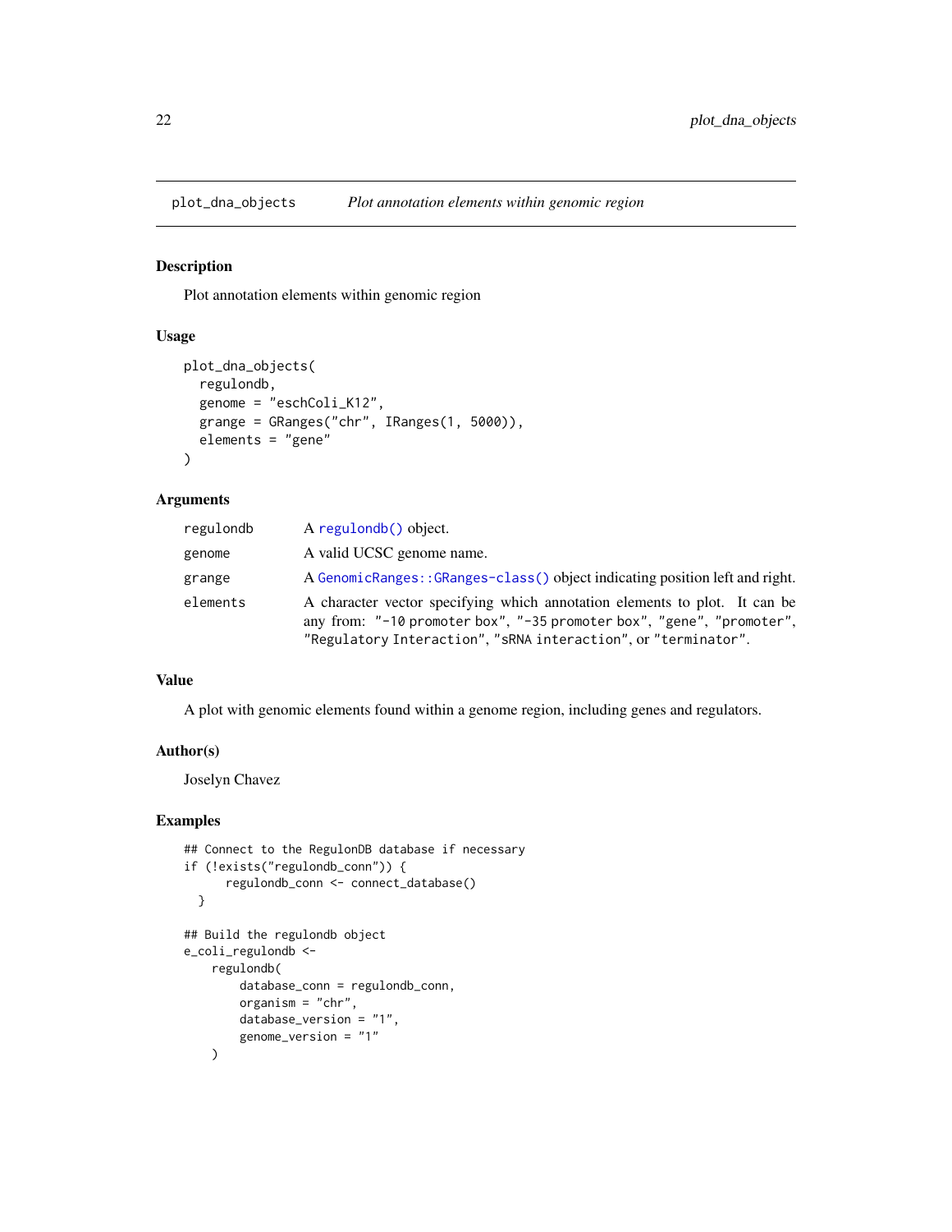## plot_dna_objects *Plot annotation elements within genomic region*

### Description

Plot annotation elements within genomic region

### Usage

```
plot_dna_objects(
  regulondb,
  genome = "eschColi_K12",
  grange = GRanges("chr", IRanges(1, 5000)),
  elements = "gene"
)
```

### Arguments

| | |
|---|---|
| regulondb | A regulondb() object. |
| genome | A valid UCSC genome name. |
| grange | A GenomicRanges::GRanges-class() object indicating position left and right. |
| elements | A character vector specifying which annotation elements to plot. It can be any from: "-10 promoter box", "-35 promoter box", "gene", "promoter", "Regulatory Interaction", "sRNA interaction", or "terminator". |

### Value

A plot with genomic elements found within a genome region, including genes and regulators.

### Author(s)

Joselyn Chavez

### Examples

```
## Connect to the RegulonDB database if necessary
if (!exists("regulondb_conn")) {
      regulondb_conn <- connect_database()
  }

## Build the regulondb object
e_coli_regulondb <-
    regulondb(
        database_conn = regulondb_conn,
        organism = "chr",
        database_version = "1",
        genome_version = "1"
    )
```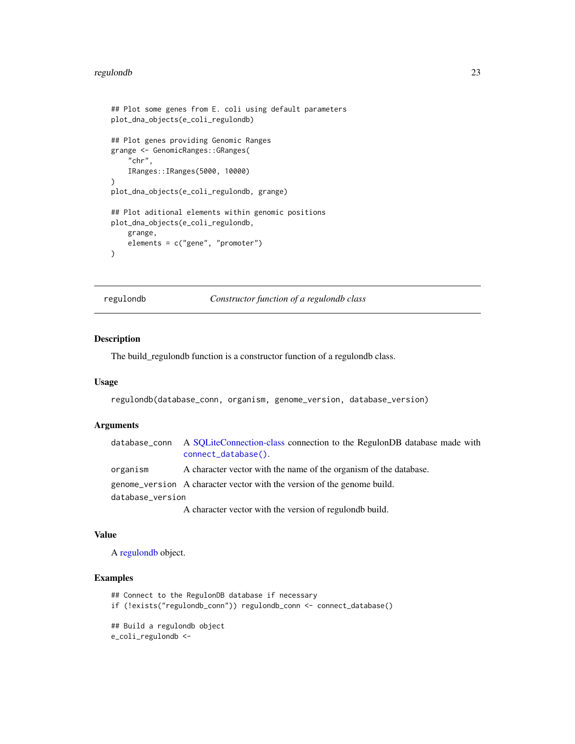```
## Plot some genes from E. coli using default parameters
plot_dna_objects(e_coli_regulondb)

## Plot genes providing Genomic Ranges
grange <- GenomicRanges::GRanges(
    "chr",
    IRanges::IRanges(5000, 10000)
)
plot_dna_objects(e_coli_regulondb, grange)

## Plot aditional elements within genomic positions
plot_dna_objects(e_coli_regulondb,
    grange,
    elements = c("gene", "promoter")
)
```

---

## regulondb — *Constructor function of a regulondb class*

### Description

The build_regulondb function is a constructor function of a regulondb class.

### Usage

```
regulondb(database_conn, organism, genome_version, database_version)
```

### Arguments

| | |
|---|---|
| database_conn | A SQLiteConnection-class connection to the RegulonDB database made with `connect_database()`. |
| organism | A character vector with the name of the organism of the database. |
| genome_version | A character vector with the version of the genome build. |
| database_version | A character vector with the version of regulondb build. |

### Value

A regulondb object.

### Examples

```
## Connect to the RegulonDB database if necessary
if (!exists("regulondb_conn")) regulondb_conn <- connect_database()

## Build a regulondb object
e_coli_regulondb <-
```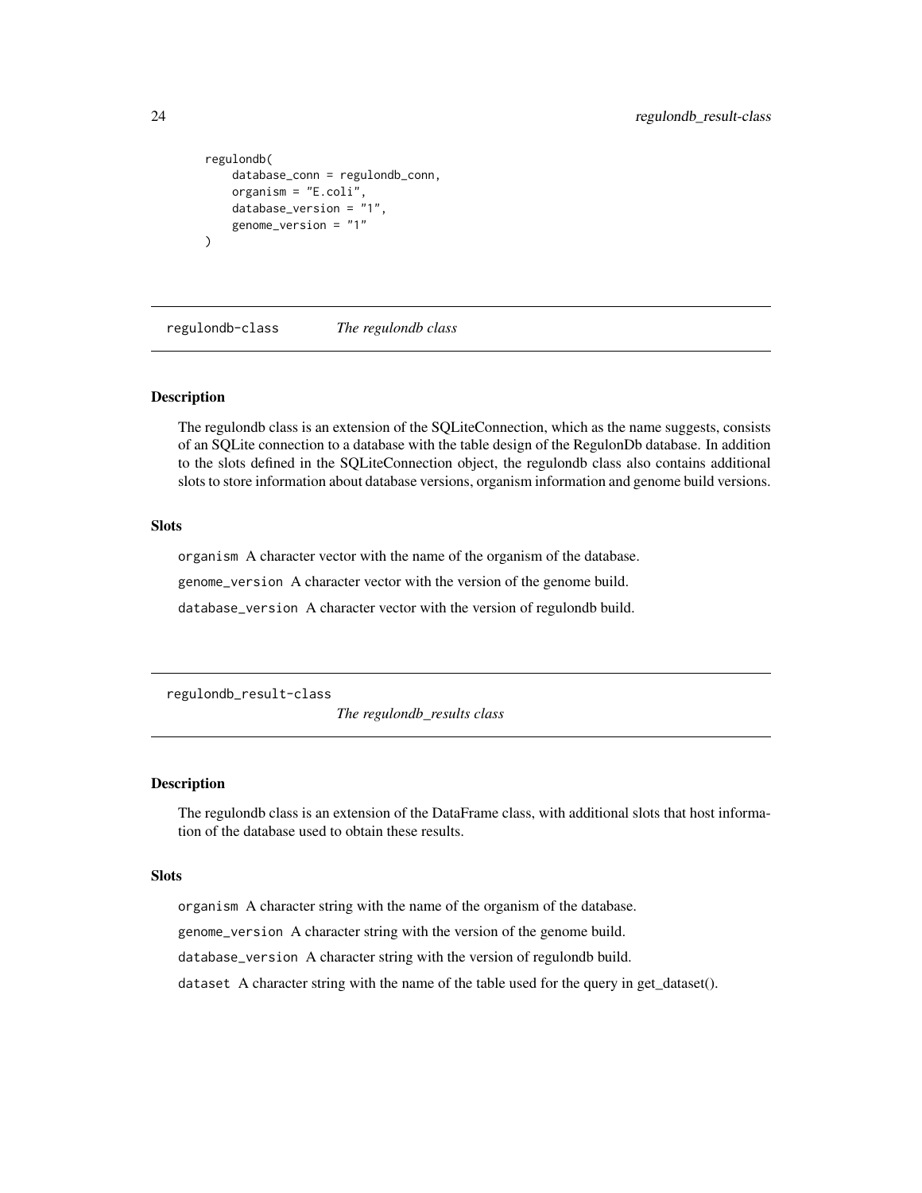```
regulondb(
    database_conn = regulondb_conn,
    organism = "E.coli",
    database_version = "1",
    genome_version = "1"
)
```

## regulondb-class *The regulondb class*

### Description

The regulondb class is an extension of the SQLiteConnection, which as the name suggests, consists of an SQLite connection to a database with the table design of the RegulonDb database. In addition to the slots defined in the SQLiteConnection object, the regulondb class also contains additional slots to store information about database versions, organism information and genome build versions.

### Slots

`organism` A character vector with the name of the organism of the database.

`genome_version` A character vector with the version of the genome build.

`database_version` A character vector with the version of regulondb build.

## regulondb_result-class *The regulondb_results class*

### Description

The regulondb class is an extension of the DataFrame class, with additional slots that host information of the database used to obtain these results.

### Slots

`organism` A character string with the name of the organism of the database.

`genome_version` A character string with the version of the genome build.

`database_version` A character string with the version of regulondb build.

`dataset` A character string with the name of the table used for the query in get_dataset().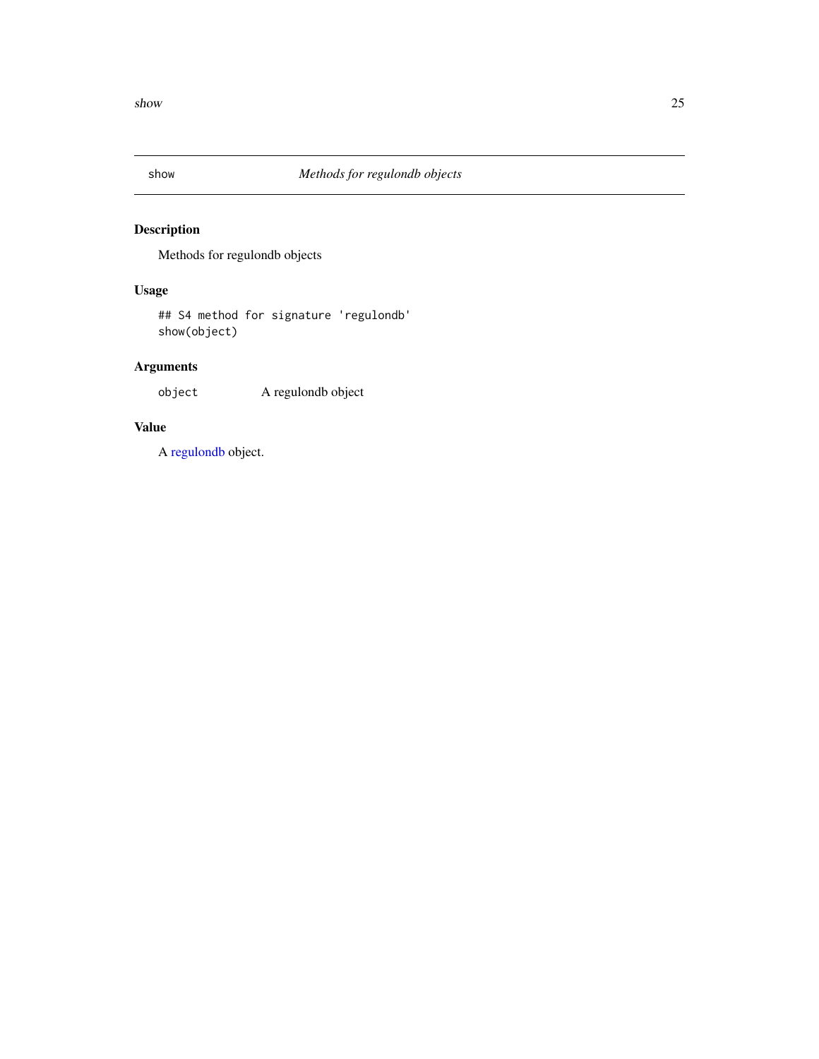# show — *Methods for regulondb objects*

## Description

Methods for regulondb objects

## Usage

```
## S4 method for signature 'regulondb'
show(object)
```

## Arguments

| | |
|---|---|
| `object` | A regulondb object |

## Value

A regulondb object.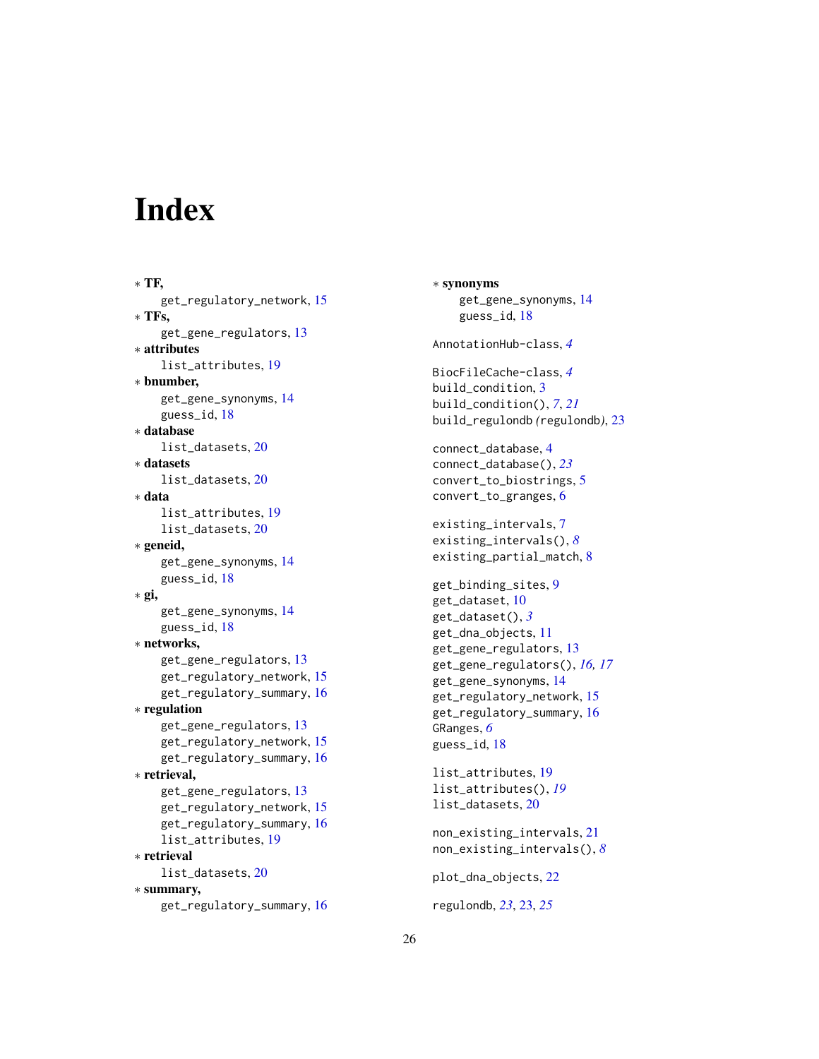# Index

* **TF,**
  get_regulatory_network, 15
* **TFs,**
  get_gene_regulators, 13
* **attributes**
  list_attributes, 19
* **bnumber,**
  get_gene_synonyms, 14
  guess_id, 18
* **database**
  list_datasets, 20
* **datasets**
  list_datasets, 20
* **data**
  list_attributes, 19
  list_datasets, 20
* **geneid,**
  get_gene_synonyms, 14
  guess_id, 18
* **gi,**
  get_gene_synonyms, 14
  guess_id, 18
* **networks,**
  get_gene_regulators, 13
  get_regulatory_network, 15
  get_regulatory_summary, 16
* **regulation**
  get_gene_regulators, 13
  get_regulatory_network, 15
  get_regulatory_summary, 16
* **retrieval,**
  get_gene_regulators, 13
  get_regulatory_network, 15
  get_regulatory_summary, 16
  list_attributes, 19
* **retrieval**
  list_datasets, 20
* **summary,**
  get_regulatory_summary, 16
* **synonyms**
  get_gene_synonyms, 14
  guess_id, 18

AnnotationHub-class, *4*

BiocFileCache-class, *4*
build_condition, 3
build_condition(), *7*, *21*
build_regulondb (regulondb), 23

connect_database, 4
connect_database(), *23*
convert_to_biostrings, 5
convert_to_granges, 6

existing_intervals, 7
existing_intervals(), *8*
existing_partial_match, 8

get_binding_sites, 9
get_dataset, 10
get_dataset(), *3*
get_dna_objects, 11
get_gene_regulators, 13
get_gene_regulators(), *16*, *17*
get_gene_synonyms, 14
get_regulatory_network, 15
get_regulatory_summary, 16
GRanges, *6*
guess_id, 18

list_attributes, 19
list_attributes(), *19*
list_datasets, 20

non_existing_intervals, 21
non_existing_intervals(), *8*

plot_dna_objects, 22

regulondb, *23*, 23, *25*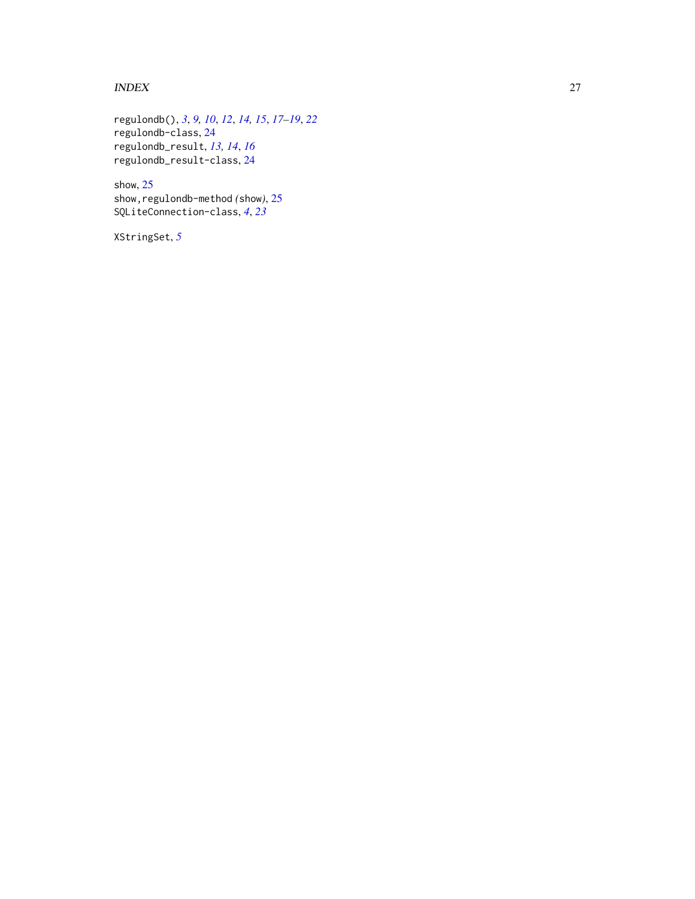regulondb(), *3*, *9, 10*, *12*, *14, 15*, *17–19*, *22*
regulondb-class, 24
regulondb_result, *13, 14*, *16*
regulondb_result-class, 24

show, 25
show,regulondb-method *(*show*)*, 25
SQLiteConnection-class, *4*, *23*

XStringSet, *5*